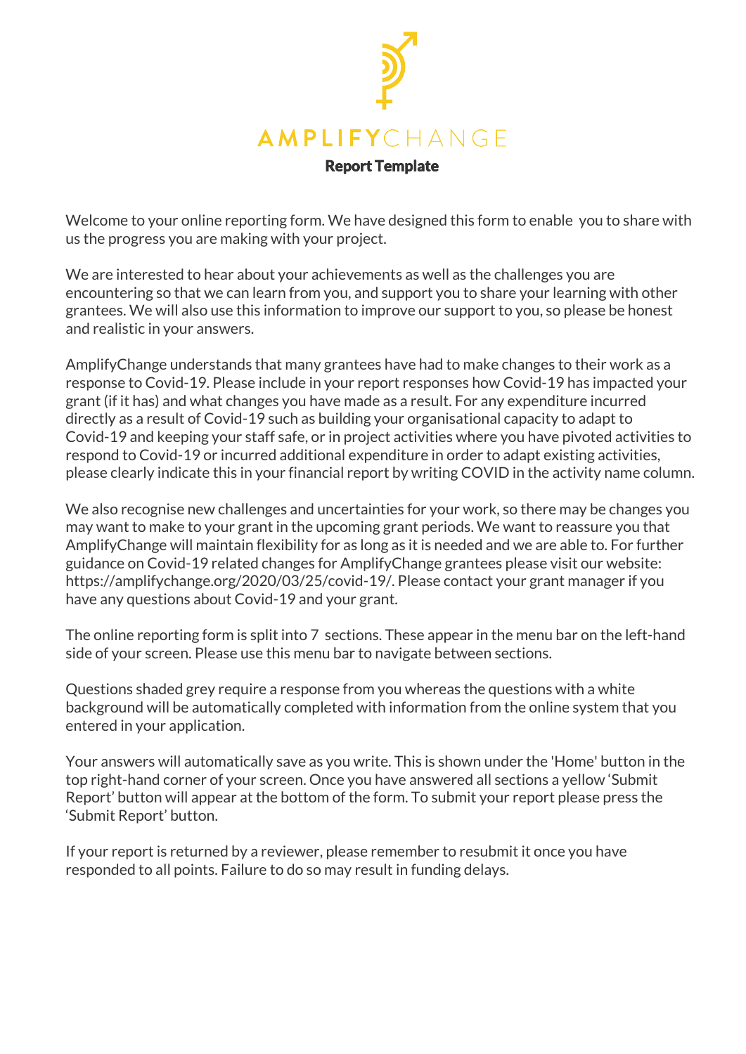# AMPLIFYCHANGE

## Report Template

Welcome to your online reporting form. We have designed this form to enable you to share with us the progress you are making with your project.

We are interested to hear about your achievements as well as the challenges you are encountering so that we can learn from you, and support you to share your learning with other grantees. We will also use this information to improve our support to you, so please be honest and realistic in your answers.

AmplifyChange understands that many grantees have had to make changes to their work as a response to Covid-19. Please include in your report responses how Covid-19 has impacted your grant (if it has) and what changes you have made as a result. For any expenditure incurred directly as a result of Covid-19 such as building your organisational capacity to adapt to Covid-19 and keeping your staff safe, or in project activities where you have pivoted activities to respond to Covid-19 or incurred additional expenditure in order to adapt existing activities, please clearly indicate this in your financial report by writing COVID in the activity name column.

We also recognise new challenges and uncertainties for your work, so there may be changes you may want to make to your grant in the upcoming grant periods. We want to reassure you that AmplifyChange will maintain flexibility for as long as it is needed and we are able to. For further guidance on Covid-19 related changes for AmplifyChange grantees please visit our website: https://amplifychange.org/2020/03/25/covid-19/. Please contact your grant manager if you have any questions about Covid-19 and your grant.

The online reporting form is split into 7 sections. These appear in the menu bar on the left-hand side of your screen. Please use this menu bar to navigate between sections.

Questions shaded grey require a response from you whereas the questions with a white background will be automatically completed with information from the online system that you entered in your application.

Your answers will automatically save as you write. This is shown under the 'Home' button in the top right-hand corner of your screen. Once you have answered all sections a yellow 'Submit Report' button will appear at the bottom of the form. To submit your report please press the 'Submit Report' button.

If your report is returned by a reviewer, please remember to resubmit it once you have responded to all points. Failure to do so may result in funding delays.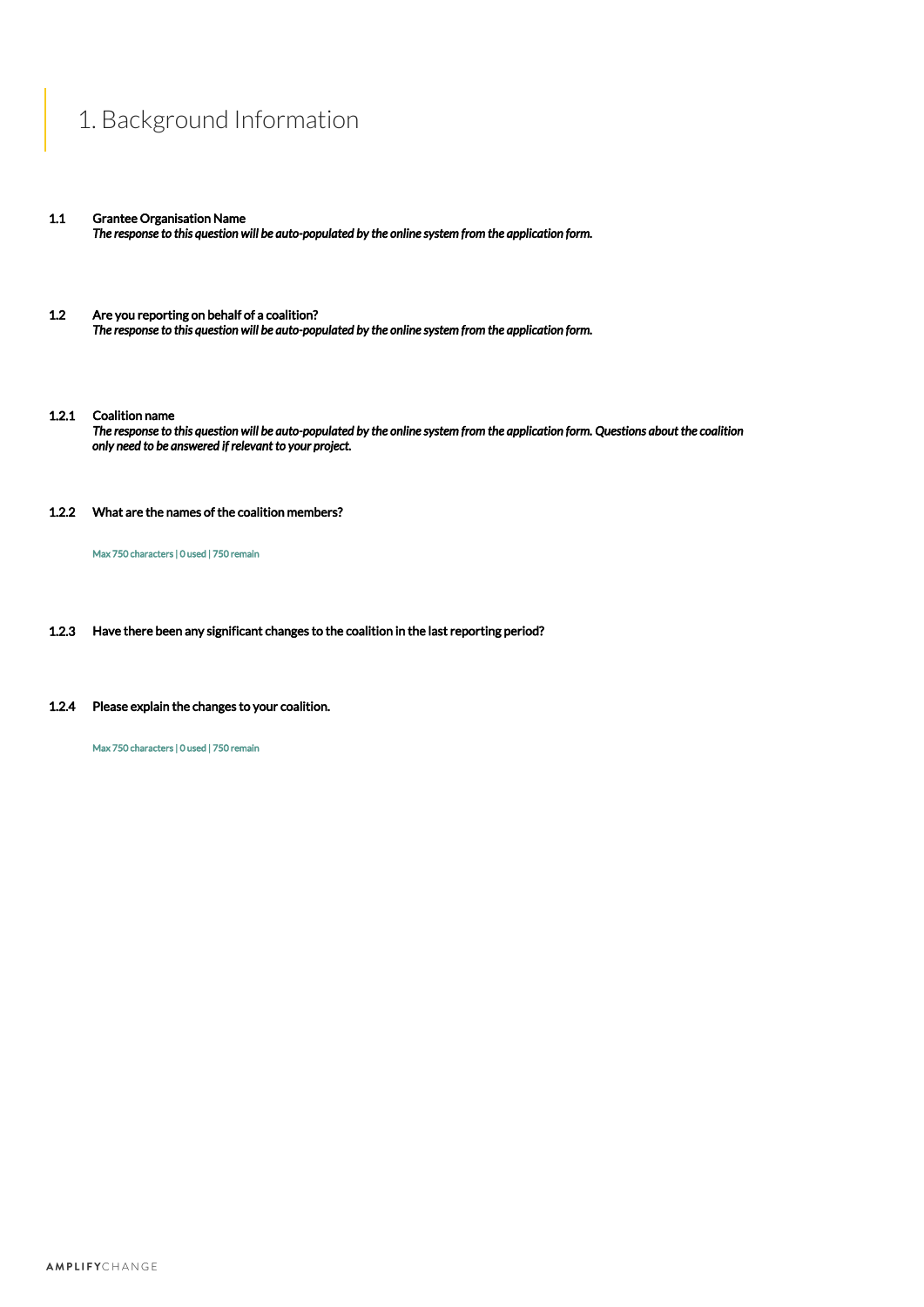# 1. Background Information

**1.1 Grantee Organisation Name**

***The response to this question will be auto-populated by the online system from the application form.***

**1.2 Are you reporting on behalf of a coalition?**

***The response to this question will be auto-populated by the online system from the application form.***

**1.2.1 Coalition name**

***The response to this question will be auto-populated by the online system from the application form. Questions about the coalition only need to be answered if relevant to your project.***

**1.2.2 What are the names of the coalition members?**

Max 750 characters | 0 used | 750 remain

**1.2.3 Have there been any significant changes to the coalition in the last reporting period?**

**1.2.4 Please explain the changes to your coalition.**

Max 750 characters | 0 used | 750 remain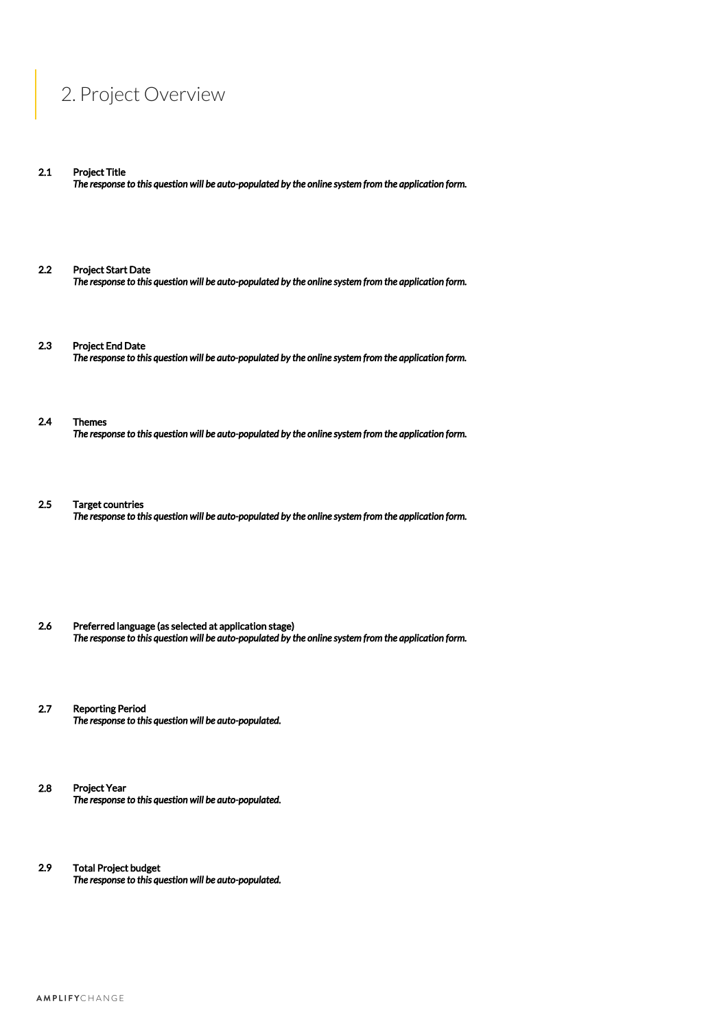# 2. Project Overview

**2.1 Project Title**
*The response to this question will be auto-populated by the online system from the application form.*

**2.2 Project Start Date**
*The response to this question will be auto-populated by the online system from the application form.*

**2.3 Project End Date**
*The response to this question will be auto-populated by the online system from the application form.*

**2.4 Themes**
*The response to this question will be auto-populated by the online system from the application form.*

**2.5 Target countries**
*The response to this question will be auto-populated by the online system from the application form.*

**2.6 Preferred language (as selected at application stage)**
*The response to this question will be auto-populated by the online system from the application form.*

**2.7 Reporting Period**
*The response to this question will be auto-populated.*

**2.8 Project Year**
*The response to this question will be auto-populated.*

**2.9 Total Project budget**
*The response to this question will be auto-populated.*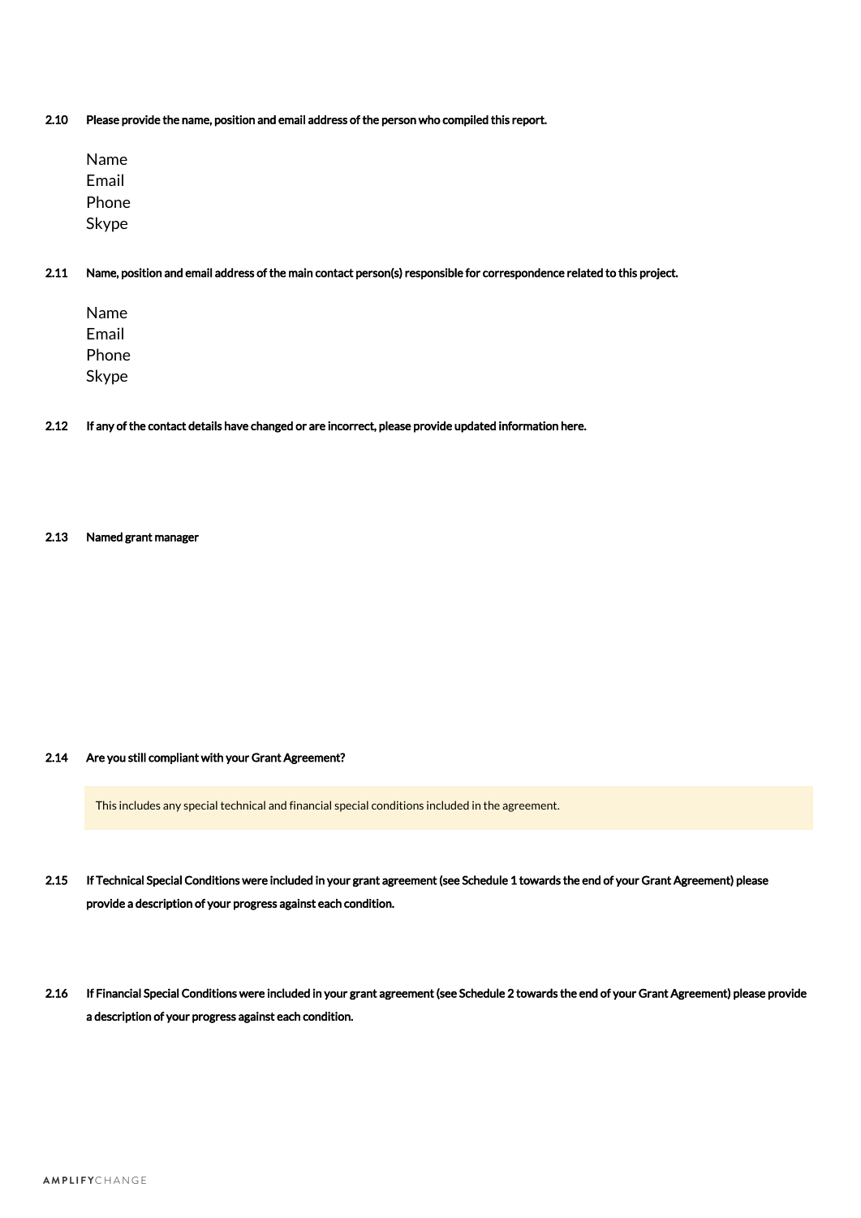**2.10 Please provide the name, position and email address of the person who compiled this report.**

Name
Email
Phone
Skype

**2.11 Name, position and email address of the main contact person(s) responsible for correspondence related to this project.**

Name
Email
Phone
Skype

**2.12 If any of the contact details have changed or are incorrect, please provide updated information here.**

**2.13 Named grant manager**

**2.14 Are you still compliant with your Grant Agreement?**

> This includes any special technical and financial special conditions included in the agreement.

**2.15 If Technical Special Conditions were included in your grant agreement (see Schedule 1 towards the end of your Grant Agreement) please provide a description of your progress against each condition.**

**2.16 If Financial Special Conditions were included in your grant agreement (see Schedule 2 towards the end of your Grant Agreement) please provide a description of your progress against each condition.**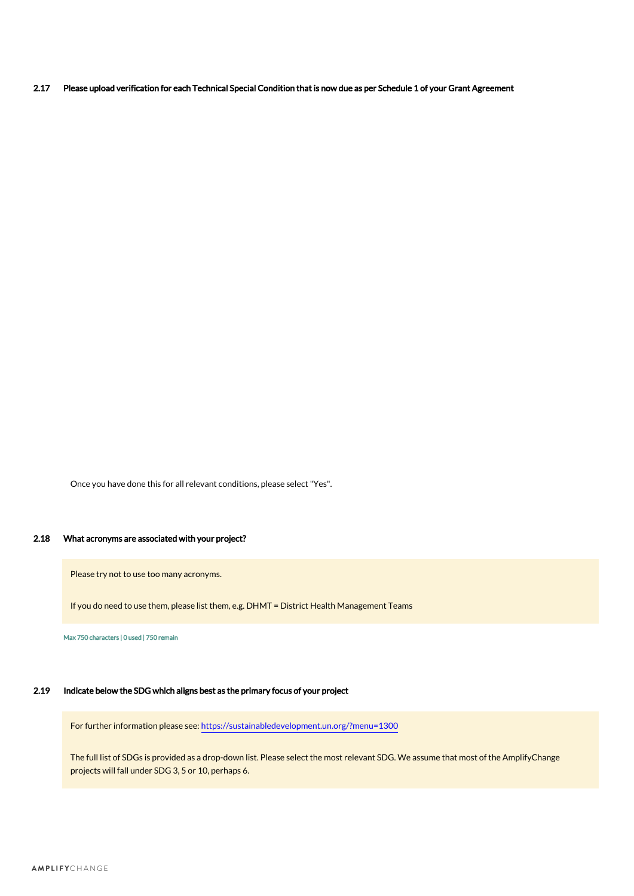### 2.17 Please upload verification for each Technical Special Condition that is now due as per Schedule 1 of your Grant Agreement

Once you have done this for all relevant conditions, please select "Yes".

### 2.18 What acronyms are associated with your project?

Please try not to use too many acronyms.

If you do need to use them, please list them, e.g. DHMT = District Health Management Teams

Max 750 characters | 0 used | 750 remain

### 2.19 Indicate below the SDG which aligns best as the primary focus of your project

For further information please see: https://sustainabledevelopment.un.org/?menu=1300

The full list of SDGs is provided as a drop-down list. Please select the most relevant SDG. We assume that most of the AmplifyChange projects will fall under SDG 3, 5 or 10, perhaps 6.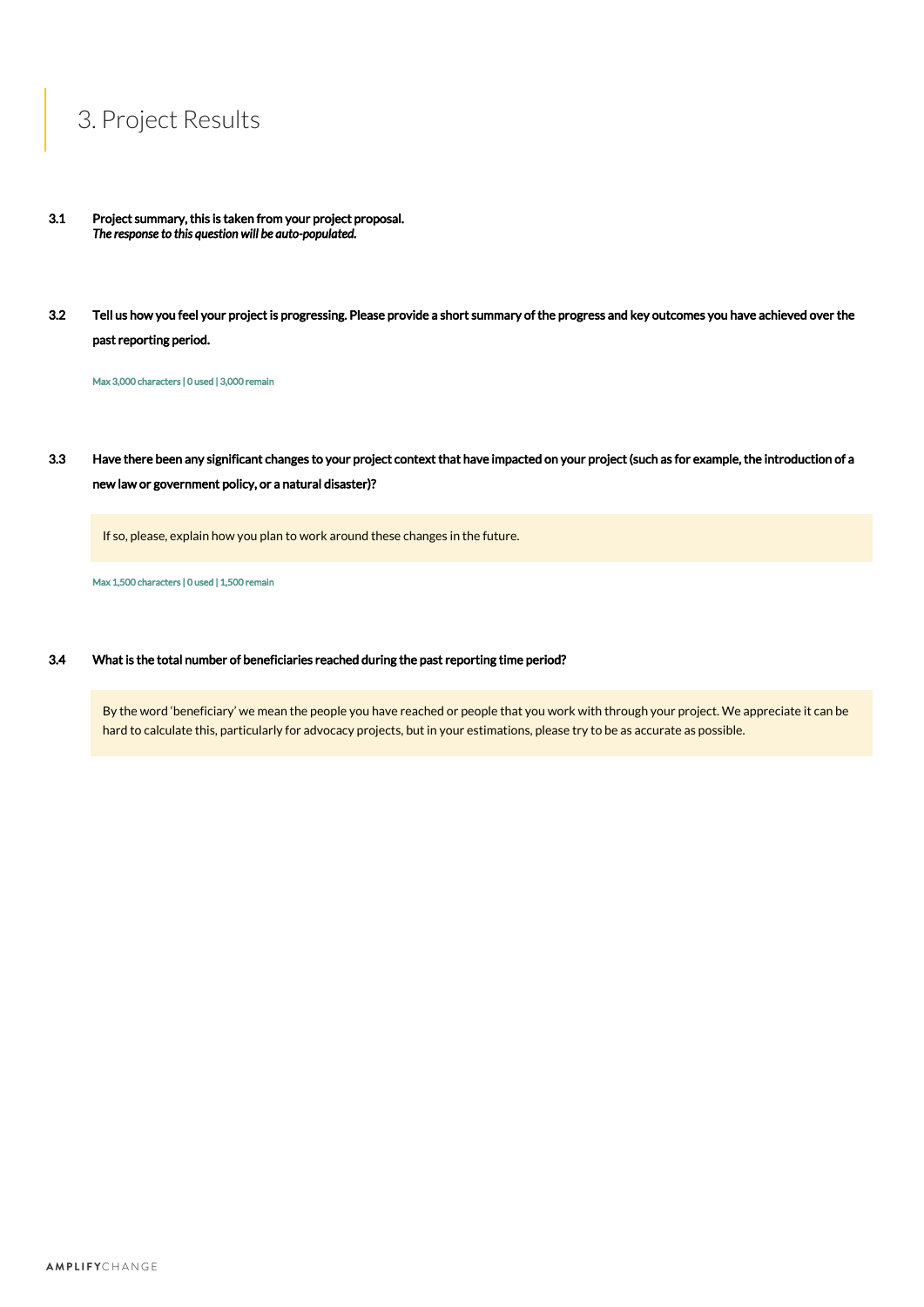# 3. Project Results

**3.1 Project summary, this is taken from your project proposal.**
***The response to this question will be auto-populated.***

**3.2 Tell us how you feel your project is progressing. Please provide a short summary of the progress and key outcomes you have achieved over the past reporting period.**

Max 3,000 characters | 0 used | 3,000 remain

**3.3 Have there been any significant changes to your project context that have impacted on your project (such as for example, the introduction of a new law or government policy, or a natural disaster)?**

If so, please, explain how you plan to work around these changes in the future.

Max 1,500 characters | 0 used | 1,500 remain

**3.4 What is the total number of beneficiaries reached during the past reporting time period?**

By the word 'beneficiary' we mean the people you have reached or people that you work with through your project. We appreciate it can be hard to calculate this, particularly for advocacy projects, but in your estimations, please try to be as accurate as possible.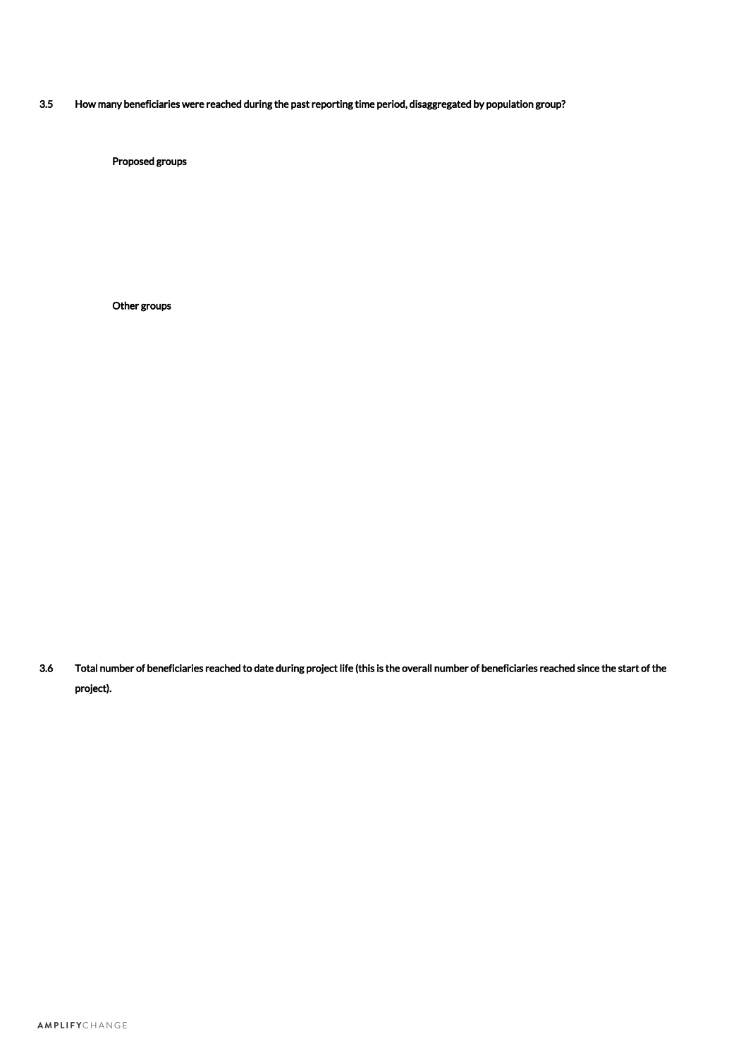3.5 How many beneficiaries were reached during the past reporting time period, disaggregated by population group?

Proposed groups

Other groups

3.6 Total number of beneficiaries reached to date during project life (this is the overall number of beneficiaries reached since the start of the project).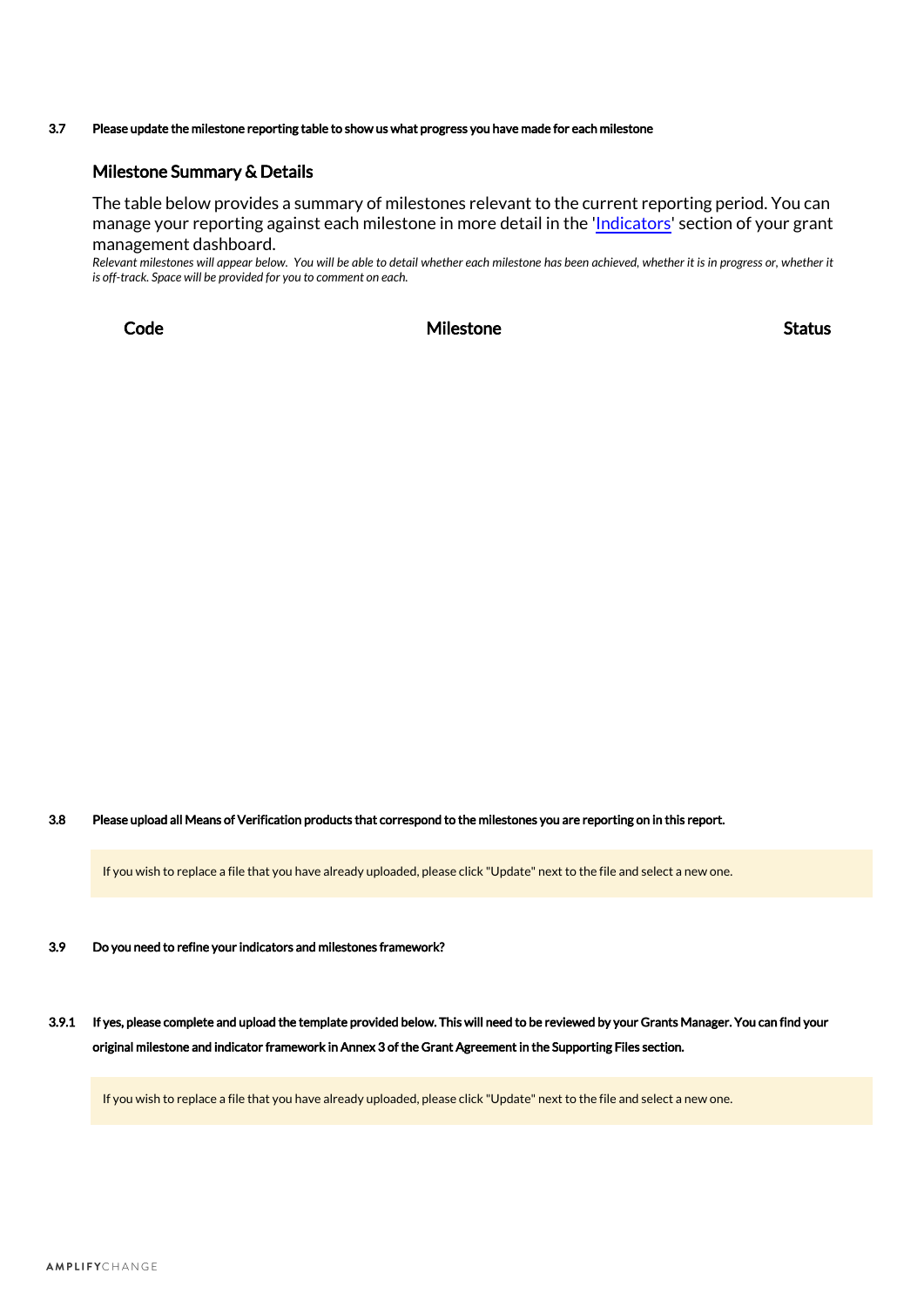**3.7 Please update the milestone reporting table to show us what progress you have made for each milestone**

## Milestone Summary & Details

The table below provides a summary of milestones relevant to the current reporting period. You can manage your reporting against each milestone in more detail in the '[Indicators]' section of your grant management dashboard.

*Relevant milestones will appear below. You will be able to detail whether each milestone has been achieved, whether it is in progress or, whether it is off-track. Space will be provided for you to comment on each.*

| Code | Milestone | Status |
|---|---|---|

**3.8 Please upload all Means of Verification products that correspond to the milestones you are reporting on in this report.**

If you wish to replace a file that you have already uploaded, please click "Update" next to the file and select a new one.

**3.9 Do you need to refine your indicators and milestones framework?**

**3.9.1 If yes, please complete and upload the template provided below. This will need to be reviewed by your Grants Manager. You can find your original milestone and indicator framework in Annex 3 of the Grant Agreement in the Supporting Files section.**

If you wish to replace a file that you have already uploaded, please click "Update" next to the file and select a new one.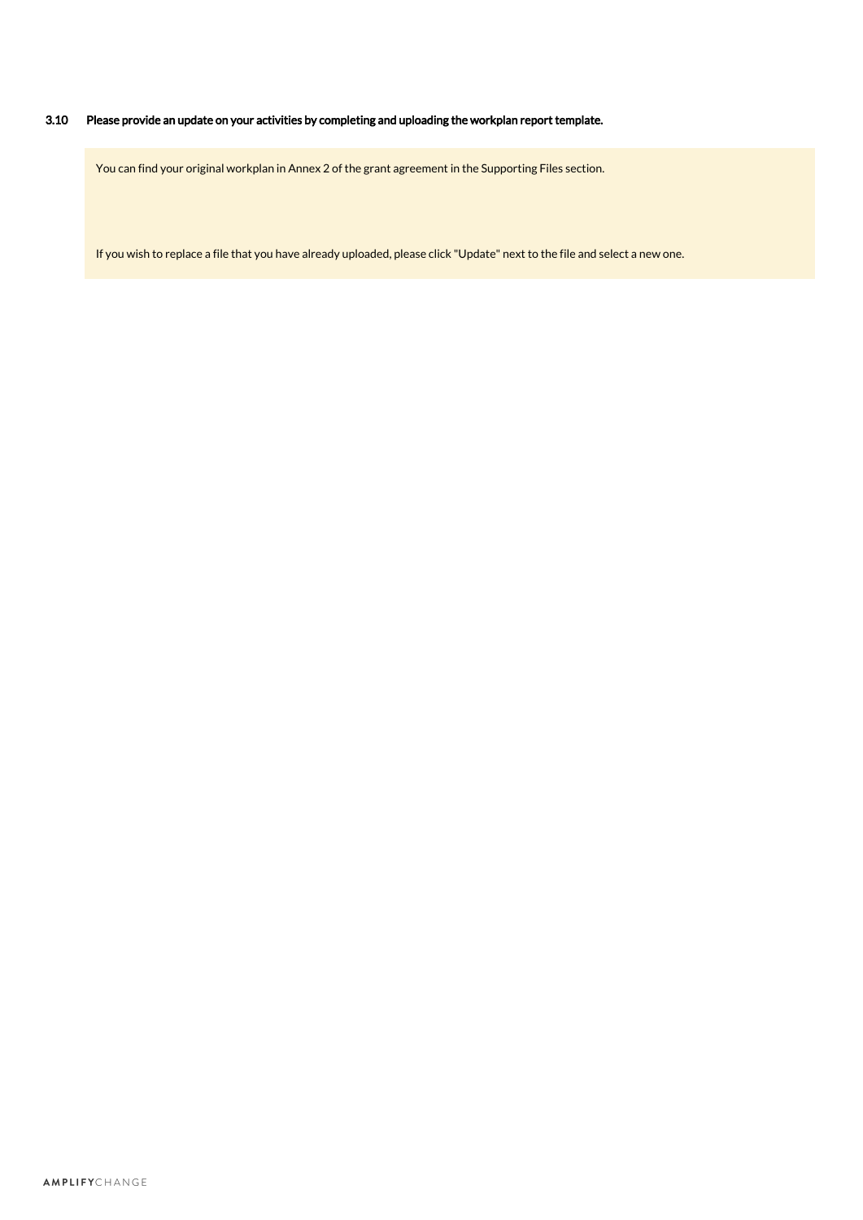### 3.10 Please provide an update on your activities by completing and uploading the workplan report template.

> You can find your original workplan in Annex 2 of the grant agreement in the Supporting Files section.
>
> If you wish to replace a file that you have already uploaded, please click "Update" next to the file and select a new one.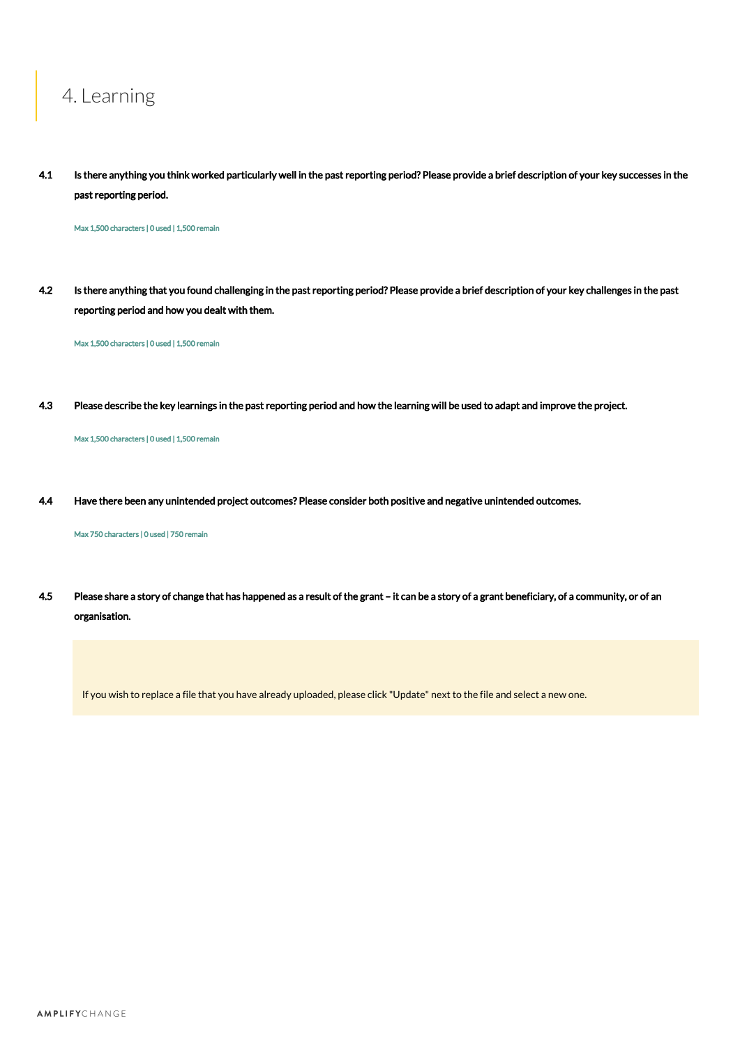# 4. Learning

**4.1** **Is there anything you think worked particularly well in the past reporting period? Please provide a brief description of your key successes in the past reporting period.**

Max 1,500 characters | 0 used | 1,500 remain

**4.2** **Is there anything that you found challenging in the past reporting period? Please provide a brief description of your key challenges in the past reporting period and how you dealt with them.**

Max 1,500 characters | 0 used | 1,500 remain

**4.3** **Please describe the key learnings in the past reporting period and how the learning will be used to adapt and improve the project.**

Max 1,500 characters | 0 used | 1,500 remain

**4.4** **Have there been any unintended project outcomes? Please consider both positive and negative unintended outcomes.**

Max 750 characters | 0 used | 750 remain

**4.5** **Please share a story of change that has happened as a result of the grant – it can be a story of a grant beneficiary, of a community, or of an organisation.**

If you wish to replace a file that you have already uploaded, please click "Update" next to the file and select a new one.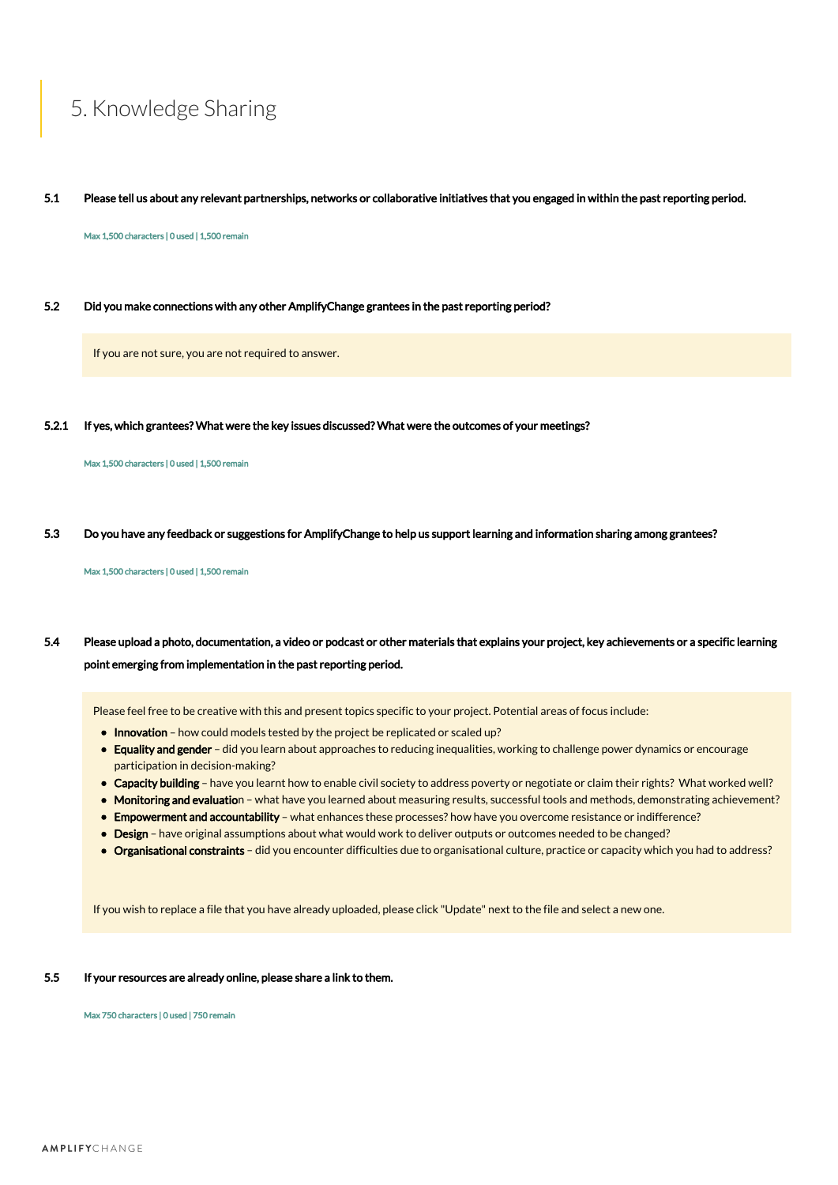# 5. Knowledge Sharing

**5.1 Please tell us about any relevant partnerships, networks or collaborative initiatives that you engaged in within the past reporting period.**

Max 1,500 characters | 0 used | 1,500 remain

**5.2 Did you make connections with any other AmplifyChange grantees in the past reporting period?**

If you are not sure, you are not required to answer.

**5.2.1 If yes, which grantees? What were the key issues discussed? What were the outcomes of your meetings?**

Max 1,500 characters | 0 used | 1,500 remain

**5.3 Do you have any feedback or suggestions for AmplifyChange to help us support learning and information sharing among grantees?**

Max 1,500 characters | 0 used | 1,500 remain

**5.4 Please upload a photo, documentation, a video or podcast or other materials that explains your project, key achievements or a specific learning point emerging from implementation in the past reporting period.**

Please feel free to be creative with this and present topics specific to your project. Potential areas of focus include:

- **Innovation** – how could models tested by the project be replicated or scaled up?
- **Equality and gender** – did you learn about approaches to reducing inequalities, working to challenge power dynamics or encourage participation in decision-making?
- **Capacity building** – have you learnt how to enable civil society to address poverty or negotiate or claim their rights? What worked well?
- **Monitoring and evaluatio**n – what have you learned about measuring results, successful tools and methods, demonstrating achievement?
- **Empowerment and accountability** – what enhances these processes? how have you overcome resistance or indifference?
- **Design** – have original assumptions about what would work to deliver outputs or outcomes needed to be changed?
- **Organisational constraints** – did you encounter difficulties due to organisational culture, practice or capacity which you had to address?

If you wish to replace a file that you have already uploaded, please click "Update" next to the file and select a new one.

**5.5 If your resources are already online, please share a link to them.**

Max 750 characters | 0 used | 750 remain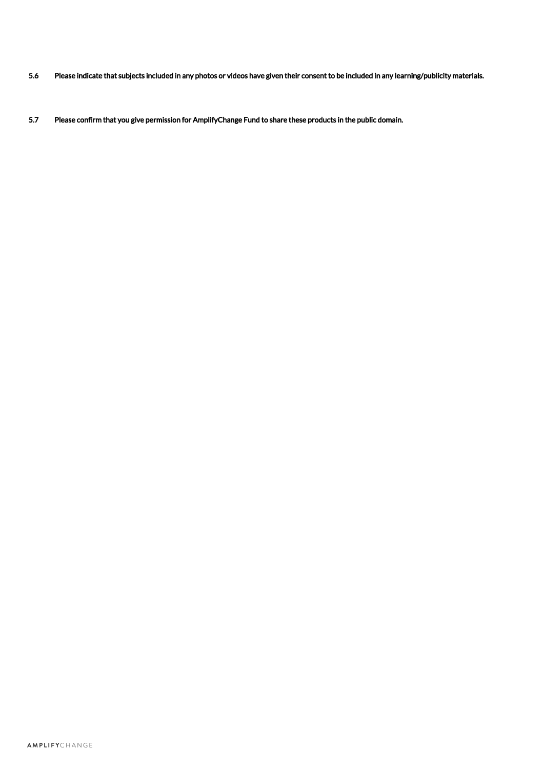**5.6 Please indicate that subjects included in any photos or videos have given their consent to be included in any learning/publicity materials.**

**5.7 Please confirm that you give permission for AmplifyChange Fund to share these products in the public domain.**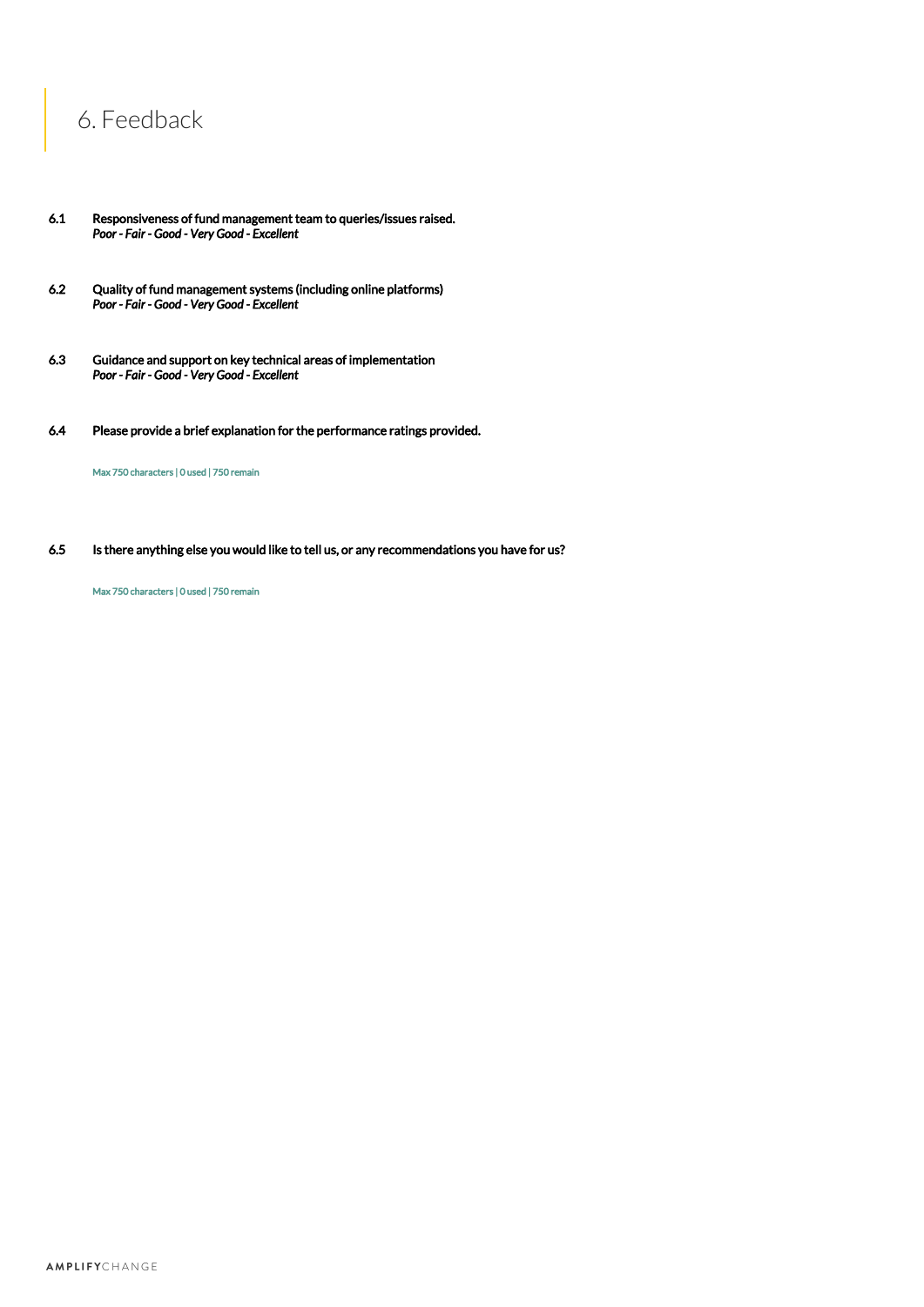# 6. Feedback

**6.1 Responsiveness of fund management team to queries/issues raised.**
***Poor - Fair - Good - Very Good - Excellent***

**6.2 Quality of fund management systems (including online platforms)**
***Poor - Fair - Good - Very Good - Excellent***

**6.3 Guidance and support on key technical areas of implementation**
***Poor - Fair - Good - Very Good - Excellent***

**6.4 Please provide a brief explanation for the performance ratings provided.**

Max 750 characters | 0 used | 750 remain

**6.5 Is there anything else you would like to tell us, or any recommendations you have for us?**

Max 750 characters | 0 used | 750 remain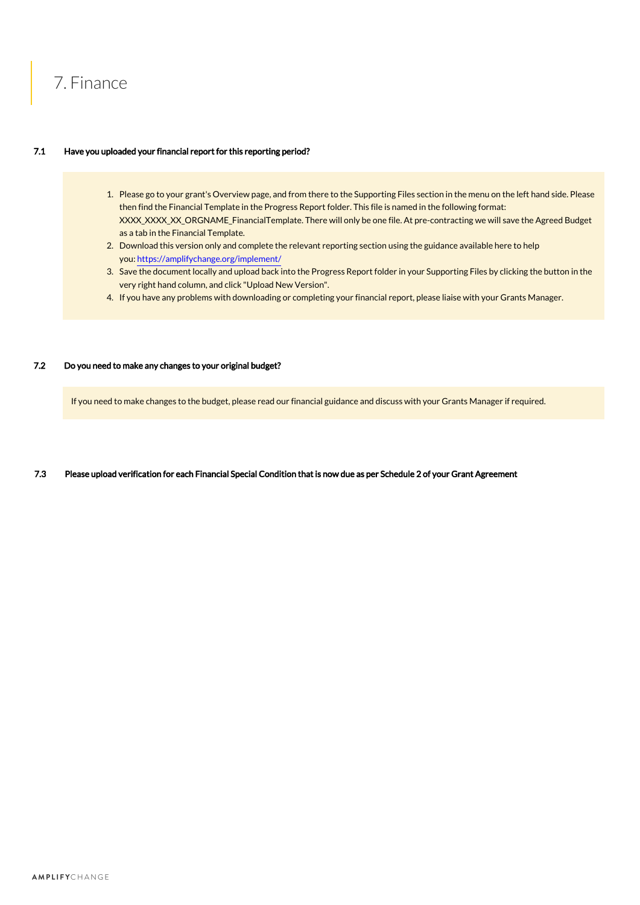# 7. Finance

**7.1 Have you uploaded your financial report for this reporting period?**

1. Please go to your grant's Overview page, and from there to the Supporting Files section in the menu on the left hand side. Please then find the Financial Template in the Progress Report folder. This file is named in the following format: XXXX_XXXX_XX_ORGNAME_FinancialTemplate. There will only be one file. At pre-contracting we will save the Agreed Budget as a tab in the Financial Template.
2. Download this version only and complete the relevant reporting section using the guidance available here to help you: https://amplifychange.org/implement/
3. Save the document locally and upload back into the Progress Report folder in your Supporting Files by clicking the button in the very right hand column, and click "Upload New Version".
4. If you have any problems with downloading or completing your financial report, please liaise with your Grants Manager.

**7.2 Do you need to make any changes to your original budget?**

If you need to make changes to the budget, please read our financial guidance and discuss with your Grants Manager if required.

**7.3 Please upload verification for each Financial Special Condition that is now due as per Schedule 2 of your Grant Agreement**